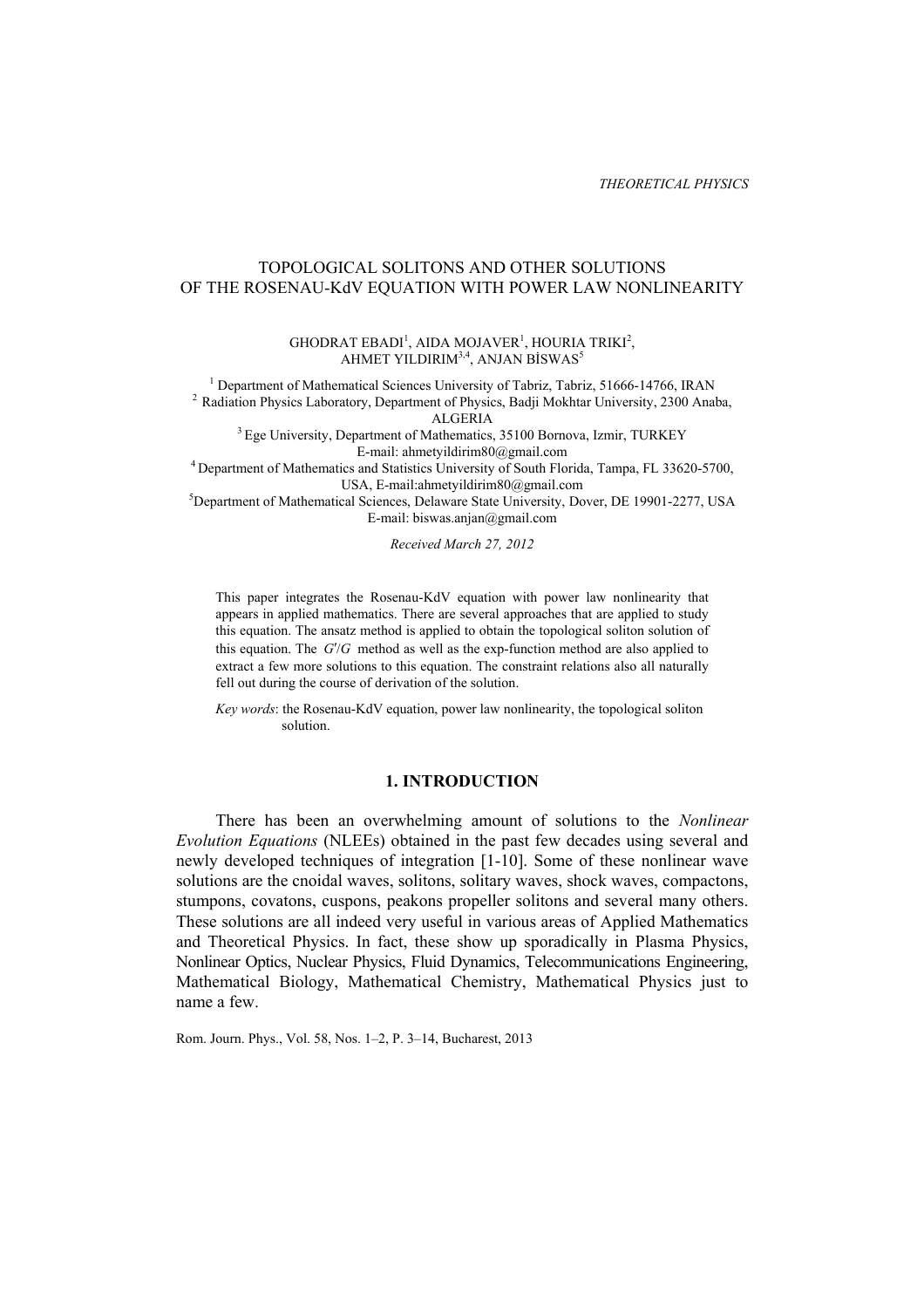THEORETICAL PHYSICS

# TOPOLOGICAL SOLITONS AND OTHER SOLUTIONS OF THE ROSENAU-KdV EQUATION WITH POWER LAW NONLINEARITY

GHODRAT EBADI[1], AIDA MOJAVER[1], HOURIA TRIKI[2], AHMET YILDIRIM[3,4], ANJAN BİSWAS[5]

[1] Department of Mathematical Sciences University of Tabriz, Tabriz, 51666-14766, IRAN
[2] Radiation Physics Laboratory, Department of Physics, Badji Mokhtar University, 2300 Anaba, ALGERIA
[3] Ege University, Department of Mathematics, 35100 Bornova, Izmir, TURKEY
E-mail: ahmetyildirim80@gmail.com
[4] Department of Mathematics and Statistics University of South Florida, Tampa, FL 33620-5700, USA, E-mail:ahmetyildirim80@gmail.com
[5] Department of Mathematical Sciences, Delaware State University, Dover, DE 19901-2277, USA
E-mail: biswas.anjan@gmail.com

*Received March 27, 2012*

This paper integrates the Rosenau-KdV equation with power law nonlinearity that appears in applied mathematics. There are several approaches that are applied to study this equation. The ansatz method is applied to obtain the topological soliton solution of this equation. The $G'/G$ method as well as the exp-function method are also applied to extract a few more solutions to this equation. The constraint relations also all naturally fell out during the course of derivation of the solution.

*Key words*: the Rosenau-KdV equation, power law nonlinearity, the topological soliton solution.

## 1. INTRODUCTION

There has been an overwhelming amount of solutions to the *Nonlinear Evolution Equations* (NLEEs) obtained in the past few decades using several and newly developed techniques of integration [1-10]. Some of these nonlinear wave solutions are the cnoidal waves, solitons, solitary waves, shock waves, compactons, stumpons, covatons, cuspons, peakons propeller solitons and several many others. These solutions are all indeed very useful in various areas of Applied Mathematics and Theoretical Physics. In fact, these show up sporadically in Plasma Physics, Nonlinear Optics, Nuclear Physics, Fluid Dynamics, Telecommunications Engineering, Mathematical Biology, Mathematical Chemistry, Mathematical Physics just to name a few.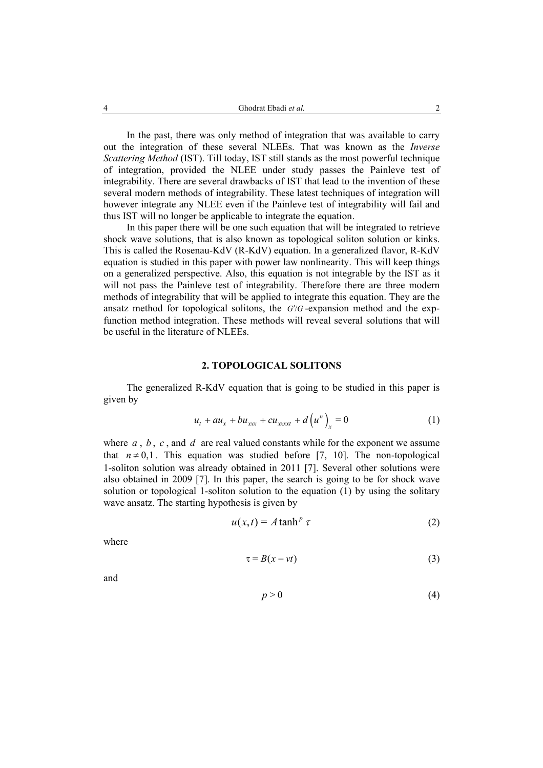In the past, there was only method of integration that was available to carry out the integration of these several NLEEs. That was known as the *Inverse Scattering Method* (IST). Till today, IST still stands as the most powerful technique of integration, provided the NLEE under study passes the Painleve test of integrability. There are several drawbacks of IST that lead to the invention of these several modern methods of integrability. These latest techniques of integration will however integrate any NLEE even if the Painleve test of integrability will fail and thus IST will no longer be applicable to integrate the equation.

In this paper there will be one such equation that will be integrated to retrieve shock wave solutions, that is also known as topological soliton solution or kinks. This is called the Rosenau-KdV (R-KdV) equation. In a generalized flavor, R-KdV equation is studied in this paper with power law nonlinearity. This will keep things on a generalized perspective. Also, this equation is not integrable by the IST as it will not pass the Painleve test of integrability. Therefore there are three modern methods of integrability that will be applied to integrate this equation. They are the ansatz method for topological solitons, the $G'/G$-expansion method and the exp-function method integration. These methods will reveal several solutions that will be useful in the literature of NLEEs.

## 2. TOPOLOGICAL SOLITONS

The generalized R-KdV equation that is going to be studied in this paper is given by

$$u_t + au_x + bu_{xxx} + cu_{xxxxt} + d\left(u^n\right)_x = 0 \tag{1}$$

where $a$, $b$, $c$, and $d$ are real valued constants while for the exponent we assume that $n \neq 0,1$. This equation was studied before [7, 10]. The non-topological 1-soliton solution was already obtained in 2011 [7]. Several other solutions were also obtained in 2009 [7]. In this paper, the search is going to be for shock wave solution or topological 1-soliton solution to the equation (1) by using the solitary wave ansatz. The starting hypothesis is given by

$$u(x,t) = A\tanh^p \tau \tag{2}$$

where

$$\tau = B(x - vt) \tag{3}$$

and

$$p > 0 \tag{4}$$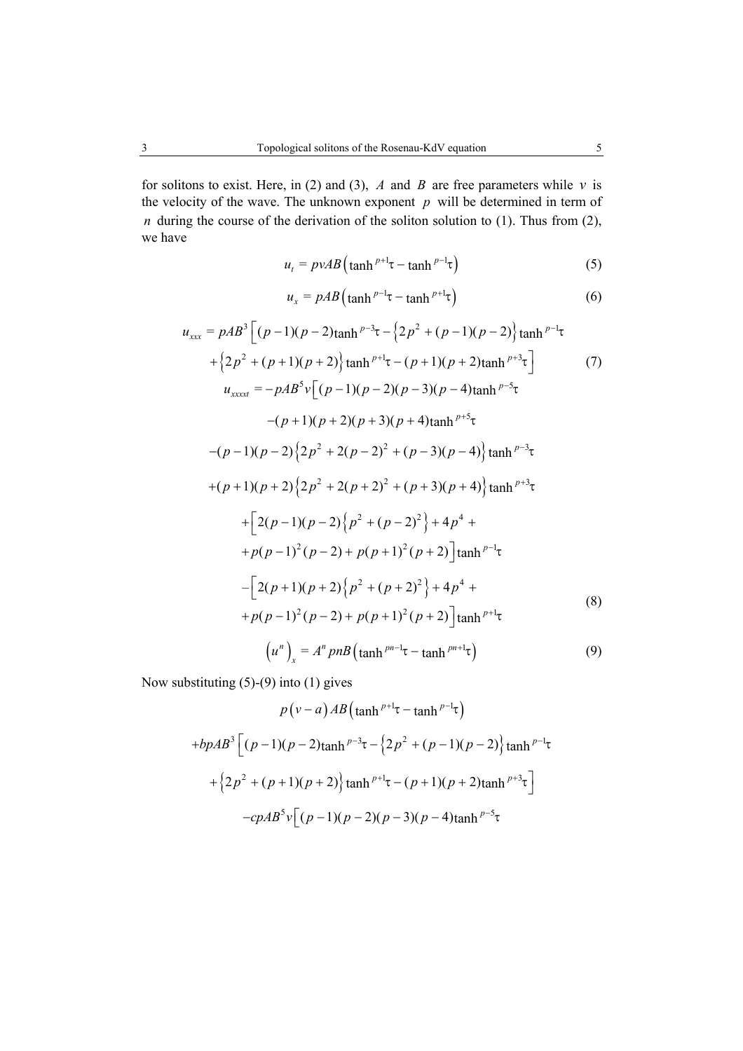for solitons to exist. Here, in (2) and (3), $A$ and $B$ are free parameters while $v$ is the velocity of the wave. The unknown exponent $p$ will be determined in term of $n$ during the course of the derivation of the soliton solution to (1). Thus from (2), we have

$$u_t = pvAB\left(\tanh^{p+1}\tau - \tanh^{p-1}\tau\right) \tag{5}$$

$$u_x = pAB\left(\tanh^{p-1}\tau - \tanh^{p+1}\tau\right) \tag{6}$$

$$\begin{aligned} u_{xxx} = pAB^3 \Big[ &(p-1)(p-2)\tanh^{p-3}\tau - \left\{2p^2 + (p-1)(p-2)\right\}\tanh^{p-1}\tau \\ &+ \left\{2p^2 + (p+1)(p+2)\right\}\tanh^{p+1}\tau - (p+1)(p+2)\tanh^{p+3}\tau \Big] \end{aligned} \tag{7}$$

$$\begin{aligned} u_{xxxxt} = -pAB^5 v\Big[ &(p-1)(p-2)(p-3)(p-4)\tanh^{p-5}\tau \\ &-(p+1)(p+2)(p+3)(p+4)\tanh^{p+5}\tau \\ &-(p-1)(p-2)\left\{2p^2 + 2(p-2)^2 + (p-3)(p-4)\right\}\tanh^{p-3}\tau \\ &+(p+1)(p+2)\left\{2p^2 + 2(p+2)^2 + (p+3)(p+4)\right\}\tanh^{p+3}\tau \\ &+\Big[2(p-1)(p-2)\left\{p^2 + (p-2)^2\right\} + 4p^4 + \\ &+p(p-1)^2(p-2) + p(p+1)^2(p+2)\Big]\tanh^{p-1}\tau \\ &-\Big[2(p+1)(p+2)\left\{p^2 + (p+2)^2\right\} + 4p^4 + \\ &+p(p-1)^2(p-2) + p(p+1)^2(p+2)\Big]\tanh^{p+1}\tau \end{aligned} \tag{8}$$

$$\left(u^n\right)_x = A^n pnB\left(\tanh^{pn-1}\tau - \tanh^{pn+1}\tau\right) \tag{9}$$

Now substituting (5)-(9) into (1) gives

$$\begin{aligned} &p\left(v-a\right)AB\left(\tanh^{p+1}\tau - \tanh^{p-1}\tau\right) \\ &+bpAB^3\Big[(p-1)(p-2)\tanh^{p-3}\tau - \left\{2p^2 + (p-1)(p-2)\right\}\tanh^{p-1}\tau \\ &+\left\{2p^2 + (p+1)(p+2)\right\}\tanh^{p+1}\tau - (p+1)(p+2)\tanh^{p+3}\tau\Big] \\ &-cpAB^5 v\Big[(p-1)(p-2)(p-3)(p-4)\tanh^{p-5}\tau \end{aligned}$$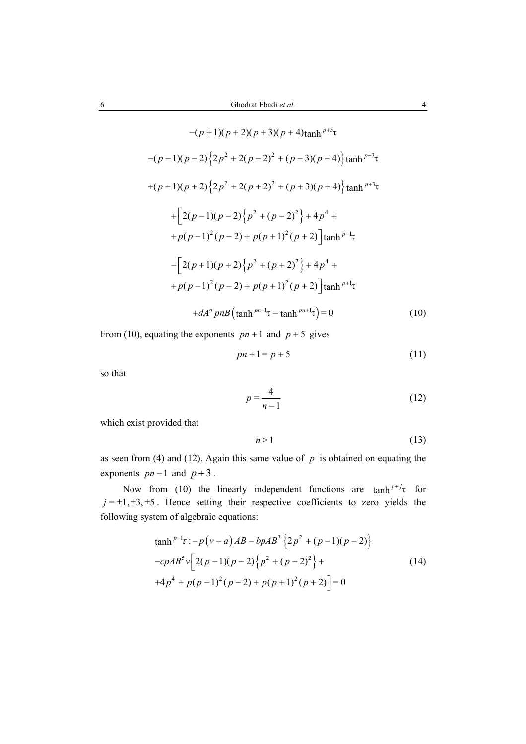$$-(p+1)(p+2)(p+3)(p+4)\tanh^{p+5}\tau$$

$$-(p-1)(p-2)\left\{2p^2+2(p-2)^2+(p-3)(p-4)\right\}\tanh^{p-3}\tau$$

$$+(p+1)(p+2)\left\{2p^2+2(p+2)^2+(p+3)(p+4)\right\}\tanh^{p+3}\tau$$

$$+\Big[2(p-1)(p-2)\left\{p^2+(p-2)^2\right\}+4p^4+$$
$$+p(p-1)^2(p-2)+p(p+1)^2(p+2)\Big]\tanh^{p-1}\tau$$

$$-\Big[2(p+1)(p+2)\left\{p^2+(p+2)^2\right\}+4p^4+$$
$$+p(p-1)^2(p-2)+p(p+1)^2(p+2)\Big]\tanh^{p+1}\tau$$

$$+dA^n pnB\left(\tanh^{pn-1}\tau-\tanh^{pn+1}\tau\right)=0 \tag{10}$$

From (10), equating the exponents $pn+1$ and $p+5$ gives

$$pn+1=p+5 \tag{11}$$

so that

$$p=\frac{4}{n-1} \tag{12}$$

which exist provided that

$$n>1 \tag{13}$$

as seen from (4) and (12). Again this same value of $p$ is obtained on equating the exponents $pn-1$ and $p+3$.

Now from (10) the linearly independent functions are $\tanh^{p+j}\tau$ for $j=\pm1,\pm3,\pm5$. Hence setting their respective coefficients to zero yields the following system of algebraic equations:

$$\begin{aligned}\tanh^{p-1}\tau:&-p\left(v-a\right)AB-bpAB^3\left\{2p^2+(p-1)(p-2)\right\}\\&-cpAB^5v\Big[2(p-1)(p-2)\left\{p^2+(p-2)^2\right\}+\\&+4p^4+p(p-1)^2(p-2)+p(p+1)^2(p+2)\Big]=0\end{aligned} \tag{14}$$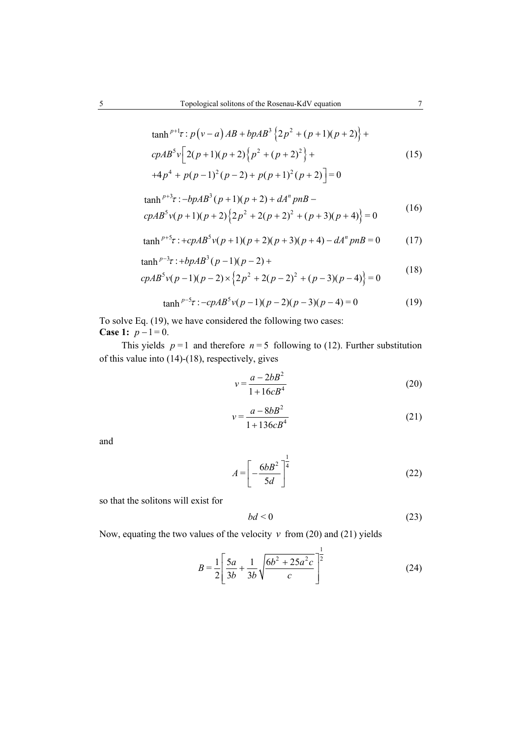$$\tanh^{p+1}\tau : p\left(v-a\right)AB + bpAB^3\left\{2p^2+(p+1)(p+2)\right\}+$$
$$cpAB^5 v\Big[2(p+1)(p+2)\left\{p^2+(p+2)^2\right\}+ \tag{15}$$
$$+4p^4+p(p-1)^2(p-2)+p(p+1)^2(p+2)\Big]=0$$

$$\tanh^{p+3}\tau : -bpAB^3(p+1)(p+2)+dA^n pnB -$$
$$cpAB^5 v(p+1)(p+2)\left\{2p^2+2(p+2)^2+(p+3)(p+4)\right\}=0 \tag{16}$$

$$\tanh^{p+5}\tau : +cpAB^5 v(p+1)(p+2)(p+3)(p+4)-dA^n pnB=0 \tag{17}$$

$$\tanh^{p-3}\tau : +bpAB^3(p-1)(p-2)+$$
$$cpAB^5 v(p-1)(p-2)\times\left\{2p^2+2(p-2)^2+(p-3)(p-4)\right\}=0 \tag{18}$$

$$\tanh^{p-5}\tau : -cpAB^5 v(p-1)(p-2)(p-3)(p-4)=0 \tag{19}$$

To solve Eq. (19), we have considered the following two cases:

**Case 1:** $p-1=0$.

This yields $p=1$ and therefore $n=5$ following to (12). Further substitution of this value into (14)-(18), respectively, gives

$$v=\frac{a-2bB^2}{1+16cB^4} \tag{20}$$

$$v=\frac{a-8bB^2}{1+136cB^4} \tag{21}$$

and

$$A=\left[-\frac{6bB^2}{5d}\right]^{\frac{1}{4}} \tag{22}$$

so that the solitons will exist for

$$bd<0 \tag{23}$$

Now, equating the two values of the velocity $v$ from (20) and (21) yields

$$B=\frac{1}{2}\left[\frac{5a}{3b}+\frac{1}{3b}\sqrt{\frac{6b^2+25a^2c}{c}}\right]^{\frac{1}{2}} \tag{24}$$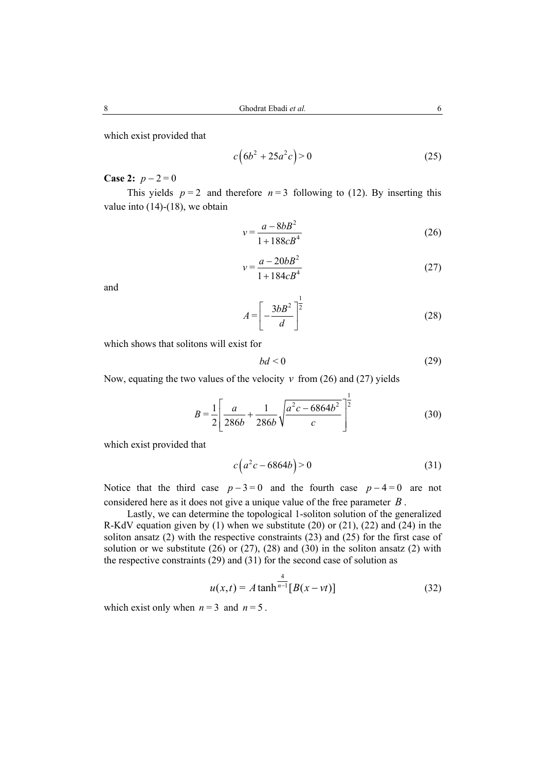which exist provided that

$$c\left(6b^2 + 25a^2c\right) > 0 \tag{25}$$

**Case 2:** $p-2=0$

This yields $p=2$ and therefore $n=3$ following to (12). By inserting this value into (14)-(18), we obtain

$$v = \frac{a-8bB^2}{1+188cB^4} \tag{26}$$

$$v = \frac{a-20bB^2}{1+184cB^4} \tag{27}$$

and

$$A = \left[-\frac{3bB^2}{d}\right]^{\frac{1}{2}} \tag{28}$$

which shows that solitons will exist for

$$bd < 0 \tag{29}$$

Now, equating the two values of the velocity $v$ from (26) and (27) yields

$$B = \frac{1}{2}\left[\frac{a}{286b} + \frac{1}{286b}\sqrt{\frac{a^2c - 6864b^2}{c}}\right]^{\frac{1}{2}} \tag{30}$$

which exist provided that

$$c\left(a^2c - 6864b\right) > 0 \tag{31}$$

Notice that the third case $p-3=0$ and the fourth case $p-4=0$ are not considered here as it does not give a unique value of the free parameter $B$.

Lastly, we can determine the topological 1-soliton solution of the generalized R-KdV equation given by (1) when we substitute (20) or (21), (22) and (24) in the soliton ansatz (2) with the respective constraints (23) and (25) for the first case of solution or we substitute (26) or (27), (28) and (30) in the soliton ansatz (2) with the respective constraints (29) and (31) for the second case of solution as

$$u(x,t) = A\tanh^{\frac{4}{n-1}}[B(x-vt)] \tag{32}$$

which exist only when $n=3$ and $n=5$.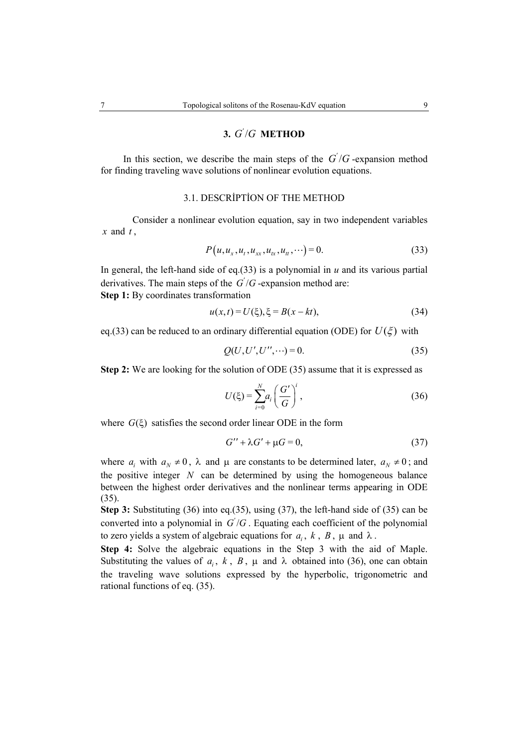## 3. $G'/G$ METHOD

In this section, we describe the main steps of the $G'/G$-expansion method for finding traveling wave solutions of nonlinear evolution equations.

### 3.1. DESCRİPTİON OF THE METHOD

Consider a nonlinear evolution equation, say in two independent variables $x$ and $t$,

$$P\left(u, u_x, u_t, u_{xx}, u_{tx}, u_{tt}, \cdots\right) = 0. \tag{33}$$

In general, the left-hand side of eq.(33) is a polynomial in *u* and its various partial derivatives. The main steps of the $G'/G$-expansion method are:

**Step 1:** By coordinates transformation

$$u(x,t) = U(\xi), \xi = B(x - kt), \tag{34}$$

eq.(33) can be reduced to an ordinary differential equation (ODE) for $U(\xi)$ with

$$Q(U, U', U'', \cdots) = 0. \tag{35}$$

**Step 2:** We are looking for the solution of ODE (35) assume that it is expressed as

$$U(\xi) = \sum_{i=0}^{N} a_i \left(\frac{G'}{G}\right)^i, \tag{36}$$

where $G(\xi)$ satisfies the second order linear ODE in the form

$$G'' + \lambda G' + \mu G = 0, \tag{37}$$

where $a_i$ with $a_N \neq 0$, $\lambda$ and $\mu$ are constants to be determined later, $a_N \neq 0$; and the positive integer $N$ can be determined by using the homogeneous balance between the highest order derivatives and the nonlinear terms appearing in ODE (35).

**Step 3:** Substituting (36) into eq.(35), using (37), the left-hand side of (35) can be converted into a polynomial in $G'/G$. Equating each coefficient of the polynomial to zero yields a system of algebraic equations for $a_i$, $k$, $B$, $\mu$ and $\lambda$.

**Step 4:** Solve the algebraic equations in the Step 3 with the aid of Maple. Substituting the values of $a_i$, $k$, $B$, $\mu$ and $\lambda$ obtained into (36), one can obtain the traveling wave solutions expressed by the hyperbolic, trigonometric and rational functions of eq. (35).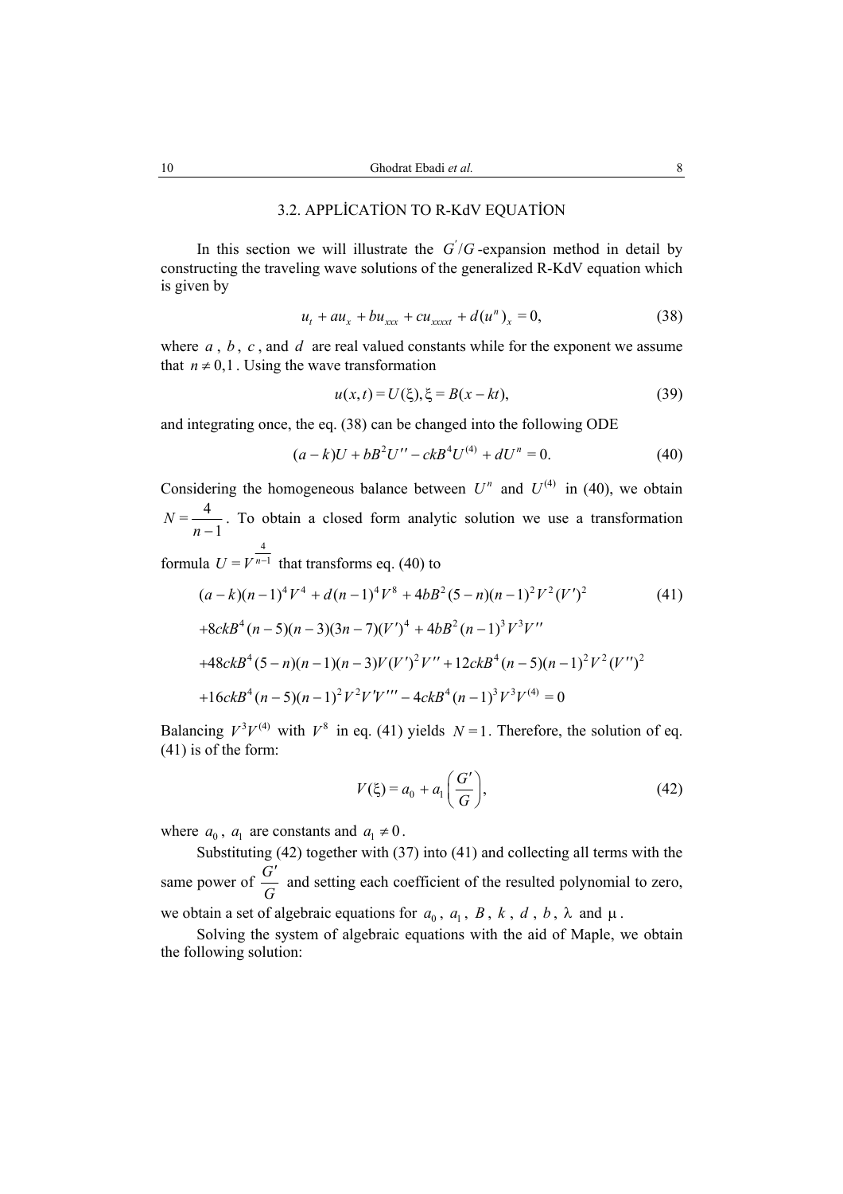### 3.2. APPLİCATİON TO R-KdV EQUATİON

In this section we will illustrate the $G'/G$-expansion method in detail by constructing the traveling wave solutions of the generalized R-KdV equation which is given by

$$u_t + au_x + bu_{xxx} + cu_{xxxxt} + d(u^n)_x = 0, \tag{38}$$

where $a$, $b$, $c$, and $d$ are real valued constants while for the exponent we assume that $n \neq 0,1$. Using the wave transformation

$$u(x,t) = U(\xi), \xi = B(x - kt), \tag{39}$$

and integrating once, the eq. (38) can be changed into the following ODE

$$(a-k)U + bB^2 U'' - ckB^4 U^{(4)} + dU^n = 0. \tag{40}$$

Considering the homogeneous balance between $U^n$ and $U^{(4)}$ in (40), we obtain $N = \dfrac{4}{n-1}$. To obtain a closed form analytic solution we use a transformation formula $U = V^{\frac{4}{n-1}}$ that transforms eq. (40) to

$$\begin{aligned}
&(a-k)(n-1)^4 V^4 + d(n-1)^4 V^8 + 4bB^2(5-n)(n-1)^2 V^2 (V')^2 \\
&+8ckB^4(n-5)(n-3)(3n-7)(V')^4 + 4bB^2(n-1)^3 V^3 V'' \\
&+48ckB^4(5-n)(n-1)(n-3)V(V')^2 V'' + 12ckB^4(n-5)(n-1)^2 V^2 (V'')^2 \\
&+16ckB^4(n-5)(n-1)^2 V^2 V' V''' - 4ckB^4(n-1)^3 V^3 V^{(4)} = 0
\end{aligned} \tag{41}$$

Balancing $V^3V^{(4)}$ with $V^8$ in eq. (41) yields $N = 1$. Therefore, the solution of eq. (41) is of the form:

$$V(\xi) = a_0 + a_1\left(\frac{G'}{G}\right), \tag{42}$$

where $a_0$, $a_1$ are constants and $a_1 \neq 0$.

Substituting (42) together with (37) into (41) and collecting all terms with the same power of $\dfrac{G'}{G}$ and setting each coefficient of the resulted polynomial to zero, we obtain a set of algebraic equations for $a_0$, $a_1$, $B$, $k$, $d$, $b$, $\lambda$ and $\mu$.

Solving the system of algebraic equations with the aid of Maple, we obtain the following solution: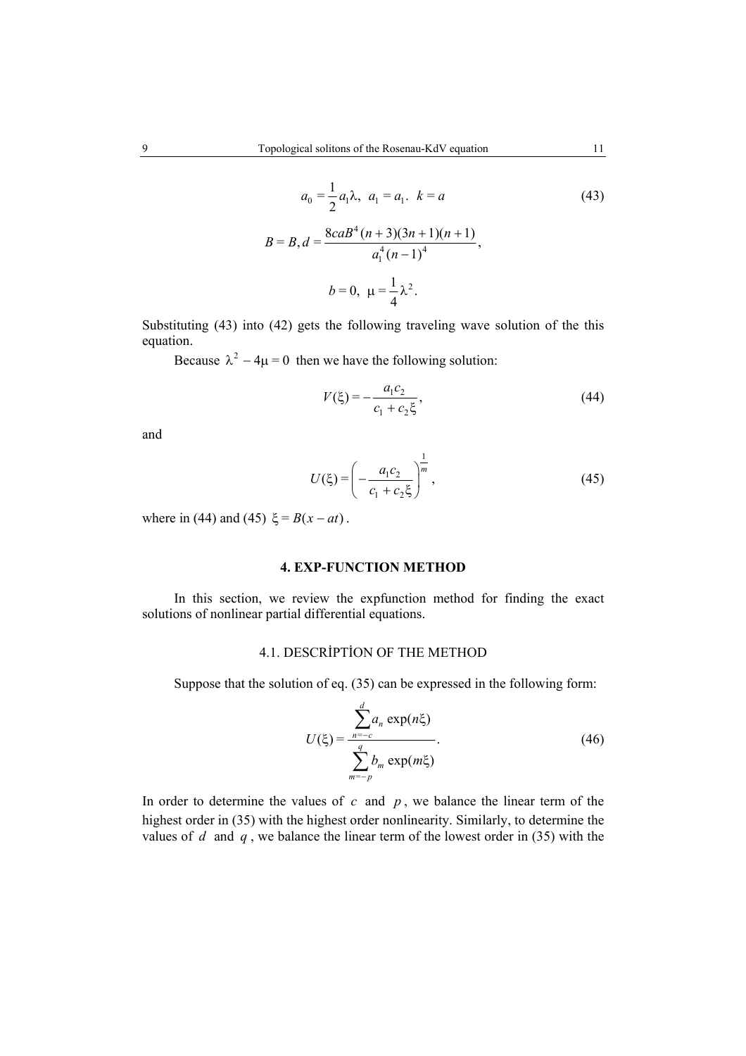$$a_0 = \frac{1}{2} a_1 \lambda, \; a_1 = a_1. \; k = a \tag{43}$$

$$B = B, d = \frac{8caB^4 (n+3)(3n+1)(n+1)}{a_1^4 (n-1)^4},$$

$$b = 0, \; \mu = \frac{1}{4}\lambda^2.$$

Substituting (43) into (42) gets the following traveling wave solution of the this equation.

Because $\lambda^2 - 4\mu = 0$ then we have the following solution:

$$V(\xi) = -\frac{a_1 c_2}{c_1 + c_2 \xi}, \tag{44}$$

and

$$U(\xi) = \left( -\frac{a_1 c_2}{c_1 + c_2 \xi} \right)^{\frac{1}{m}}, \tag{45}$$

where in (44) and (45) $\xi = B(x - at)$.

## 4. EXP-FUNCTION METHOD

In this section, we review the expfunction method for finding the exact solutions of nonlinear partial differential equations.

### 4.1. DESCRİPTİON OF THE METHOD

Suppose that the solution of eq. (35) can be expressed in the following form:

$$U(\xi) = \frac{\sum_{n=-c}^{d} a_n \exp(n\xi)}{\sum_{m=-p}^{q} b_m \exp(m\xi)}. \tag{46}$$

In order to determine the values of $c$ and $p$, we balance the linear term of the highest order in (35) with the highest order nonlinearity. Similarly, to determine the values of $d$ and $q$, we balance the linear term of the lowest order in (35) with the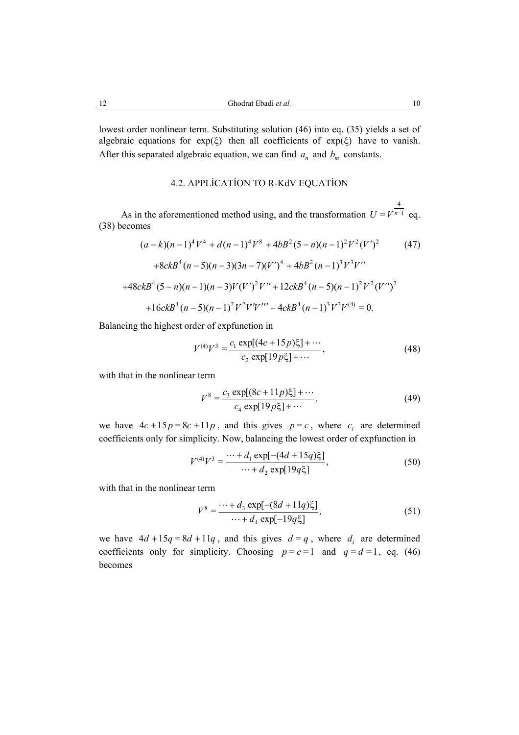lowest order nonlinear term. Substituting solution (46) into eq. (35) yields a set of algebraic equations for $\exp(\xi)$ then all coefficients of $\exp(\xi)$ have to vanish. After this separated algebraic equation, we can find $a_n$ and $b_m$ constants.

### 4.2. APPLİCATİON TO R-KdV EQUATİON

As in the aforementioned method using, and the transformation $U = V^{\frac{4}{n-1}}$ eq. (38) becomes

$$
\begin{aligned}
&(a-k)(n-1)^4 V^4 + d(n-1)^4 V^8 + 4bB^2(5-n)(n-1)^2 V^2 (V')^2 \\
&+8ckB^4(n-5)(n-3)(3n-7)(V')^4 + 4bB^2(n-1)^3 V^3 V'' \\
&+48ckB^4(5-n)(n-1)(n-3)V(V')^2 V'' + 12ckB^4(n-5)(n-1)^2 V^2 (V'')^2 \\
&+16ckB^4(n-5)(n-1)^2 V^2 V' V''' - 4ckB^4(n-1)^3 V^3 V^{(4)} = 0.
\end{aligned} \tag{47}
$$

Balancing the highest order of expfunction in

$$
V^{(4)} V^3 = \frac{c_1 \exp[(4c+15p)\xi] + \cdots}{c_2 \exp[19p\xi] + \cdots}, \tag{48}
$$

with that in the nonlinear term

$$
V^8 = \frac{c_3 \exp[(8c+11p)\xi] + \cdots}{c_4 \exp[19p\xi] + \cdots}, \tag{49}
$$

we have $4c+15p = 8c+11p$, and this gives $p = c$, where $c_i$ are determined coefficients only for simplicity. Now, balancing the lowest order of expfunction in

$$
V^{(4)} V^3 = \frac{\cdots + d_1 \exp[-(4d+15q)\xi]}{\cdots + d_2 \exp[19q\xi]}, \tag{50}
$$

with that in the nonlinear term

$$
V^8 = \frac{\cdots + d_3 \exp[-(8d+11q)\xi]}{\cdots + d_4 \exp[-19q\xi]}, \tag{51}
$$

we have $4d+15q = 8d+11q$, and this gives $d = q$, where $d_i$ are determined coefficients only for simplicity. Choosing $p = c = 1$ and $q = d = 1$, eq. (46) becomes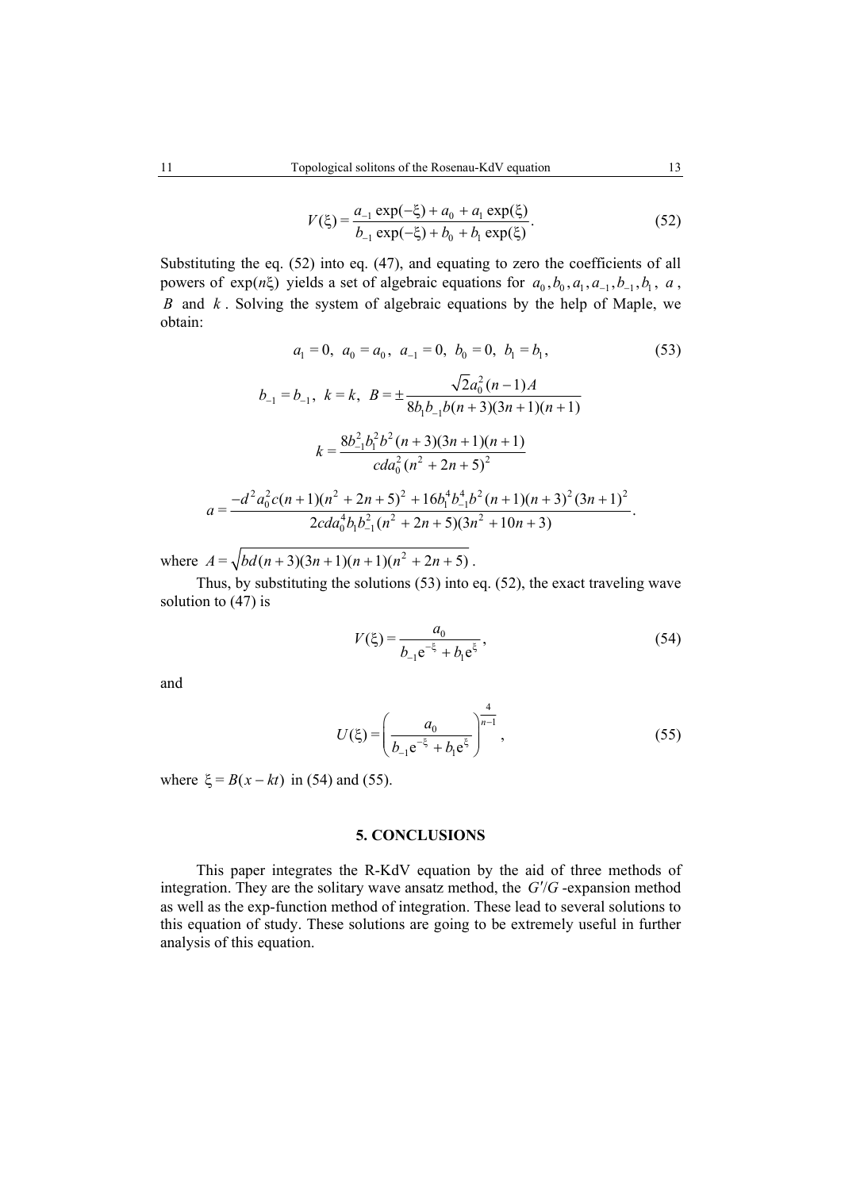$$V(\xi) = \frac{a_{-1}\exp(-\xi) + a_0 + a_1\exp(\xi)}{b_{-1}\exp(-\xi) + b_0 + b_1\exp(\xi)}. \tag{52}$$

Substituting the eq. (52) into eq. (47), and equating to zero the coefficients of all powers of $\exp(n\xi)$ yields a set of algebraic equations for $a_0, b_0, a_1, a_{-1}, b_{-1}, b_1$, $a$, $B$ and $k$. Solving the system of algebraic equations by the help of Maple, we obtain:

$$a_1 = 0,\ a_0 = a_0,\ a_{-1} = 0,\ b_0 = 0,\ b_1 = b_1, \tag{53}$$

$$b_{-1} = b_{-1},\ k = k,\ B = \pm\frac{\sqrt{2}a_0^2(n-1)A}{8b_1b_{-1}b(n+3)(3n+1)(n+1)}$$

$$k = \frac{8b_{-1}^2b_1^2b^2(n+3)(3n+1)(n+1)}{cda_0^2(n^2+2n+5)^2}$$

$$a = \frac{-d^2a_0^2c(n+1)(n^2+2n+5)^2 + 16b_1^4b_{-1}^4b^2(n+1)(n+3)^2(3n+1)^2}{2cda_0^4b_1b_{-1}^2(n^2+2n+5)(3n^2+10n+3)}.$$

where $A = \sqrt{bd(n+3)(3n+1)(n+1)(n^2+2n+5)}$.

Thus, by substituting the solutions (53) into eq. (52), the exact traveling wave solution to (47) is

$$V(\xi) = \frac{a_0}{b_{-1}e^{-\xi} + b_1e^{\xi}}, \tag{54}$$

and

$$U(\xi) = \left(\frac{a_0}{b_{-1}e^{-\xi} + b_1e^{\xi}}\right)^{\frac{4}{n-1}}, \tag{55}$$

where $\xi = B(x-kt)$ in (54) and (55).

## 5. CONCLUSIONS

This paper integrates the R-KdV equation by the aid of three methods of integration. They are the solitary wave ansatz method, the $G'/G$-expansion method as well as the exp-function method of integration. These lead to several solutions to this equation of study. These solutions are going to be extremely useful in further analysis of this equation.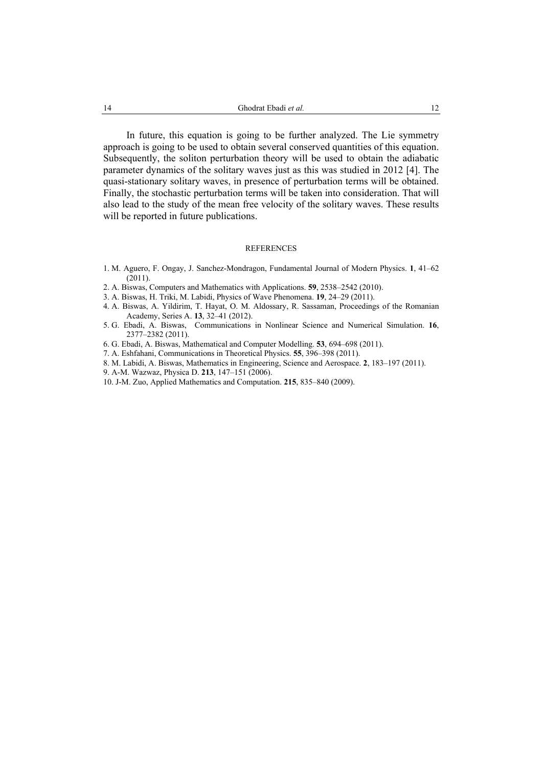In future, this equation is going to be further analyzed. The Lie symmetry approach is going to be used to obtain several conserved quantities of this equation. Subsequently, the soliton perturbation theory will be used to obtain the adiabatic parameter dynamics of the solitary waves just as this was studied in 2012 [4]. The quasi-stationary solitary waves, in presence of perturbation terms will be obtained. Finally, the stochastic perturbation terms will be taken into consideration. That will also lead to the study of the mean free velocity of the solitary waves. These results will be reported in future publications.

## REFERENCES

1. M. Aguero, F. Ongay, J. Sanchez-Mondragon, Fundamental Journal of Modern Physics. **1**, 41–62 (2011).
2. A. Biswas, Computers and Mathematics with Applications. **59**, 2538–2542 (2010).
3. A. Biswas, H. Triki, M. Labidi, Physics of Wave Phenomena. **19**, 24–29 (2011).
4. A. Biswas, A. Yildirim, T. Hayat, O. M. Aldossary, R. Sassaman, Proceedings of the Romanian Academy, Series A. **13**, 32–41 (2012).
5. G. Ebadi, A. Biswas, Communications in Nonlinear Science and Numerical Simulation. **16**, 2377–2382 (2011).
6. G. Ebadi, A. Biswas, Mathematical and Computer Modelling. **53**, 694–698 (2011).
7. A. Eshfahani, Communications in Theoretical Physics. **55**, 396–398 (2011).
8. M. Labidi, A. Biswas, Mathematics in Engineering, Science and Aerospace. **2**, 183–197 (2011).
9. A-M. Wazwaz, Physica D. **213**, 147–151 (2006).
10. J-M. Zuo, Applied Mathematics and Computation. **215**, 835–840 (2009).